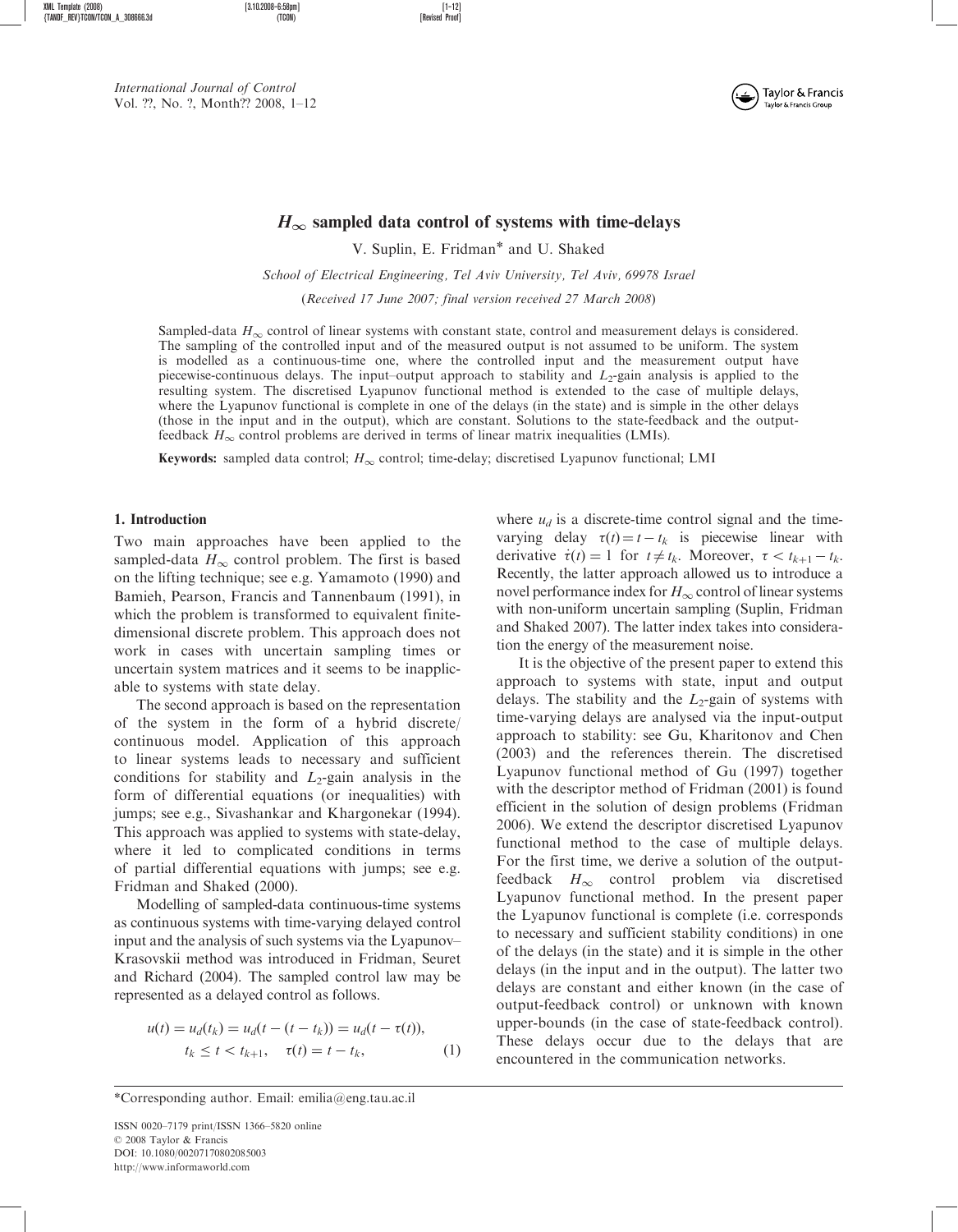# $H_\infty$ sampled data control of systems with time-delays

V. Suplin, E. Fridman* and U. Shaked

*School of Electrical Engineering, Tel Aviv University, Tel Aviv, 69978 Israel*

(*Received 17 June 2007; final version received 27 March 2008*)

Sampled-data $H_\infty$ control of linear systems with constant state, control and measurement delays is considered. The sampling of the controlled input and of the measured output is not assumed to be uniform. The system is modelled as a continuous-time one, where the controlled input and the measurement output have piecewise-continuous delays. The input–output approach to stability and $L_2$-gain analysis is applied to the resulting system. The discretised Lyapunov functional method is extended to the case of multiple delays, where the Lyapunov functional is complete in one of the delays (in the state) and is simple in the other delays (those in the input and in the output), which are constant. Solutions to the state-feedback and the output-feedback $H_\infty$ control problems are derived in terms of linear matrix inequalities (LMIs).

**Keywords:** sampled data control; $H_\infty$ control; time-delay; discretised Lyapunov functional; LMI

## 1. Introduction

Two main approaches have been applied to the sampled-data $H_\infty$ control problem. The first is based on the lifting technique; see e.g. Yamamoto (1990) and Bamieh, Pearson, Francis and Tannenbaum (1991), in which the problem is transformed to equivalent finite-dimensional discrete problem. This approach does not work in cases with uncertain sampling times or uncertain system matrices and it seems to be inapplicable to systems with state delay.

The second approach is based on the representation of the system in the form of a hybrid discrete/continuous model. Application of this approach to linear systems leads to necessary and sufficient conditions for stability and $L_2$-gain analysis in the form of differential equations (or inequalities) with jumps; see e.g., Sivashankar and Khargonekar (1994). This approach was applied to systems with state-delay, where it led to complicated conditions in terms of partial differential equations with jumps; see e.g. Fridman and Shaked (2000).

Modelling of sampled-data continuous-time systems as continuous systems with time-varying delayed control input and the analysis of such systems via the Lyapunov–Krasovskii method was introduced in Fridman, Seuret and Richard (2004). The sampled control law may be represented as a delayed control as follows.

$$u(t) = u_d(t_k) = u_d(t - (t - t_k)) = u_d(t - \tau(t)), \quad t_k \le t < t_{k+1}, \quad \tau(t) = t - t_k, \tag{1}$$

where $u_d$ is a discrete-time control signal and the time-varying delay $\tau(t) = t - t_k$ is piecewise linear with derivative $\dot{\tau}(t) = 1$ for $t \ne t_k$. Moreover, $\tau < t_{k+1} - t_k$. Recently, the latter approach allowed us to introduce a novel performance index for $H_\infty$ control of linear systems with non-uniform uncertain sampling (Suplin, Fridman and Shaked 2007). The latter index takes into consideration the energy of the measurement noise.

It is the objective of the present paper to extend this approach to systems with state, input and output delays. The stability and the $L_2$-gain of systems with time-varying delays are analysed via the input-output approach to stability: see Gu, Kharitonov and Chen (2003) and the references therein. The discretised Lyapunov functional method of Gu (1997) together with the descriptor method of Fridman (2001) is found efficient in the solution of design problems (Fridman 2006). We extend the descriptor discretised Lyapunov functional method to the case of multiple delays. For the first time, we derive a solution of the output-feedback $H_\infty$ control problem via discretised Lyapunov functional method. In the present paper the Lyapunov functional is complete (i.e. corresponds to necessary and sufficient stability conditions) in one of the delays (in the state) and it is simple in the other delays (in the input and in the output). The latter two delays are constant and either known (in the case of output-feedback control) or unknown with known upper-bounds (in the case of state-feedback control). These delays occur due to the delays that are encountered in the communication networks.

*Corresponding author. Email: emilia@eng.tau.ac.il

ISSN 0020–7179 print/ISSN 1366–5820 online
© 2008 Taylor & Francis
DOI: 10.1080/00207170802085003
http://www.informaworld.com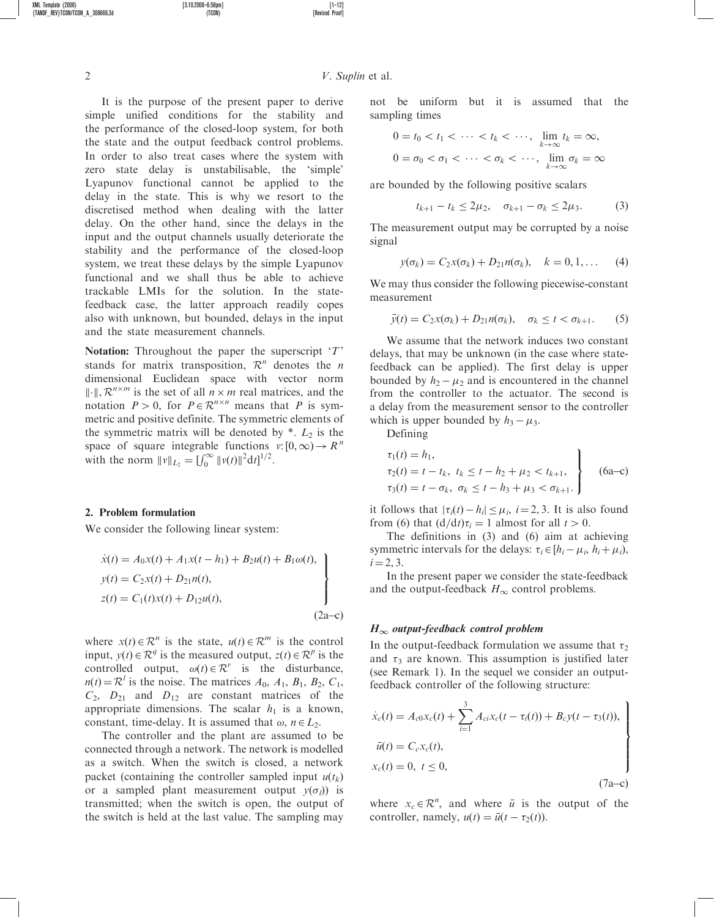It is the purpose of the present paper to derive simple unified conditions for the stability and the performance of the closed-loop system, for both the state and the output feedback control problems. In order to also treat cases where the system with zero state delay is unstabilisable, the 'simple' Lyapunov functional cannot be applied to the delay in the state. This is why we resort to the discretised method when dealing with the latter delay. On the other hand, since the delays in the input and the output channels usually deteriorate the stability and the performance of the closed-loop system, we treat these delays by the simple Lyapunov functional and we shall thus be able to achieve trackable LMIs for the solution. In the state-feedback case, the latter approach readily copes also with unknown, but bounded, delays in the input and the state measurement channels.

**Notation:** Throughout the paper the superscript '$T$' stands for matrix transposition, $\mathcal{R}^n$ denotes the $n$ dimensional Euclidean space with vector norm $\|\cdot\|$, $\mathcal{R}^{n\times m}$ is the set of all $n \times m$ real matrices, and the notation $P > 0$, for $P \in \mathcal{R}^{n\times n}$ means that $P$ is symmetric and positive definite. The symmetric elements of the symmetric matrix will be denoted by *. $L_2$ is the space of square integrable functions $v: [0, \infty) \to R^n$ with the norm $\|v\|_{L_2} = [\int_0^\infty \|v(t)\|^2 \mathrm{d}t]^{1/2}$.

## 2. Problem formulation

We consider the following linear system:

$$
\left.
\begin{aligned}
\dot{x}(t) &= A_0 x(t) + A_1 x(t - h_1) + B_2 u(t) + B_1 \omega(t),\\
y(t) &= C_2 x(t) + D_{21} n(t),\\
z(t) &= C_1(t) x(t) + D_{12} u(t),
\end{aligned}
\right\} \tag{2a–c}
$$

where $x(t) \in \mathcal{R}^n$ is the state, $u(t) \in \mathcal{R}^m$ is the control input, $y(t) \in \mathcal{R}^q$ is the measured output, $z(t) \in \mathcal{R}^p$ is the controlled output, $\omega(t) \in \mathcal{R}^r$ is the disturbance, $n(t) = \mathcal{R}^l$ is the noise. The matrices $A_0$, $A_1$, $B_1$, $B_2$, $C_1$, $C_2$, $D_{21}$ and $D_{12}$ are constant matrices of the appropriate dimensions. The scalar $h_1$ is a known, constant, time-delay. It is assumed that $\omega, n \in L_2$.

The controller and the plant are assumed to be connected through a network. The network is modelled as a switch. When the switch is closed, a network packet (containing the controller sampled input $u(t_k)$ or a sampled plant measurement output $y(\sigma_l)$) is transmitted; when the switch is open, the output of the switch is held at the last value. The sampling may not be uniform but it is assumed that the sampling times

$$
0 = t_0 < t_1 < \cdots < t_k < \cdots, \quad \lim_{k\to\infty} t_k = \infty,
$$
$$
0 = \sigma_0 < \sigma_1 < \cdots < \sigma_k < \cdots, \quad \lim_{k\to\infty} \sigma_k = \infty
$$

are bounded by the following positive scalars

$$
t_{k+1} - t_k \le 2\mu_2, \quad \sigma_{k+1} - \sigma_k \le 2\mu_3. \tag{3}
$$

The measurement output may be corrupted by a noise signal

$$
y(\sigma_k) = C_2 x(\sigma_k) + D_{21} n(\sigma_k), \quad k = 0, 1, \ldots \tag{4}
$$

We may thus consider the following piecewise-constant measurement

$$
\bar{y}(t) = C_2 x(\sigma_k) + D_{21} n(\sigma_k), \quad \sigma_k \le t < \sigma_{k+1}. \tag{5}
$$

We assume that the network induces two constant delays, that may be unknown (in the case where state-feedback can be applied). The first delay is upper bounded by $h_2 - \mu_2$ and is encountered in the channel from the controller to the actuator. The second is a delay from the measurement sensor to the controller which is upper bounded by $h_3 - \mu_3$.

Defining

$$
\left.
\begin{aligned}
&\tau_1(t) = h_1,\\
&\tau_2(t) = t - t_k, \ t_k \le t - h_2 + \mu_2 < t_{k+1},\\
&\tau_3(t) = t - \sigma_k, \ \sigma_k \le t - h_3 + \mu_3 < \sigma_{k+1}.
\end{aligned}
\right\} \tag{6a–c}
$$

it follows that $|\tau_i(t) - h_i| \le \mu_i$, $i = 2, 3$. It is also found from (6) that $(\mathrm{d}/\mathrm{d}t)\tau_i = 1$ almost for all $t > 0$.

The definitions in (3) and (6) aim at achieving symmetric intervals for the delays: $\tau_i \in [h_i - \mu_i, h_i + \mu_i]$, $i = 2, 3$.

In the present paper we consider the state-feedback and the output-feedback $H_\infty$ control problems.

### *$H_\infty$ output-feedback control problem*

In the output-feedback formulation we assume that $\tau_2$ and $\tau_3$ are known. This assumption is justified later (see Remark 1). In the sequel we consider an output-feedback controller of the following structure:

$$
\left.
\begin{aligned}
\dot{x}_c(t) &= A_{c0} x_c(t) + \sum_{i=1}^{3} A_{ci} x_c(t - \tau_i(t)) + B_c y(t - \tau_3(t)),\\
\bar{u}(t) &= C_c x_c(t),\\
x_c(t) &= 0, \ t \le 0,
\end{aligned}
\right\} \tag{7a–c}
$$

where $x_c \in \mathcal{R}^n$, and where $\bar{u}$ is the output of the controller, namely, $u(t) = \bar{u}(t - \tau_2(t))$.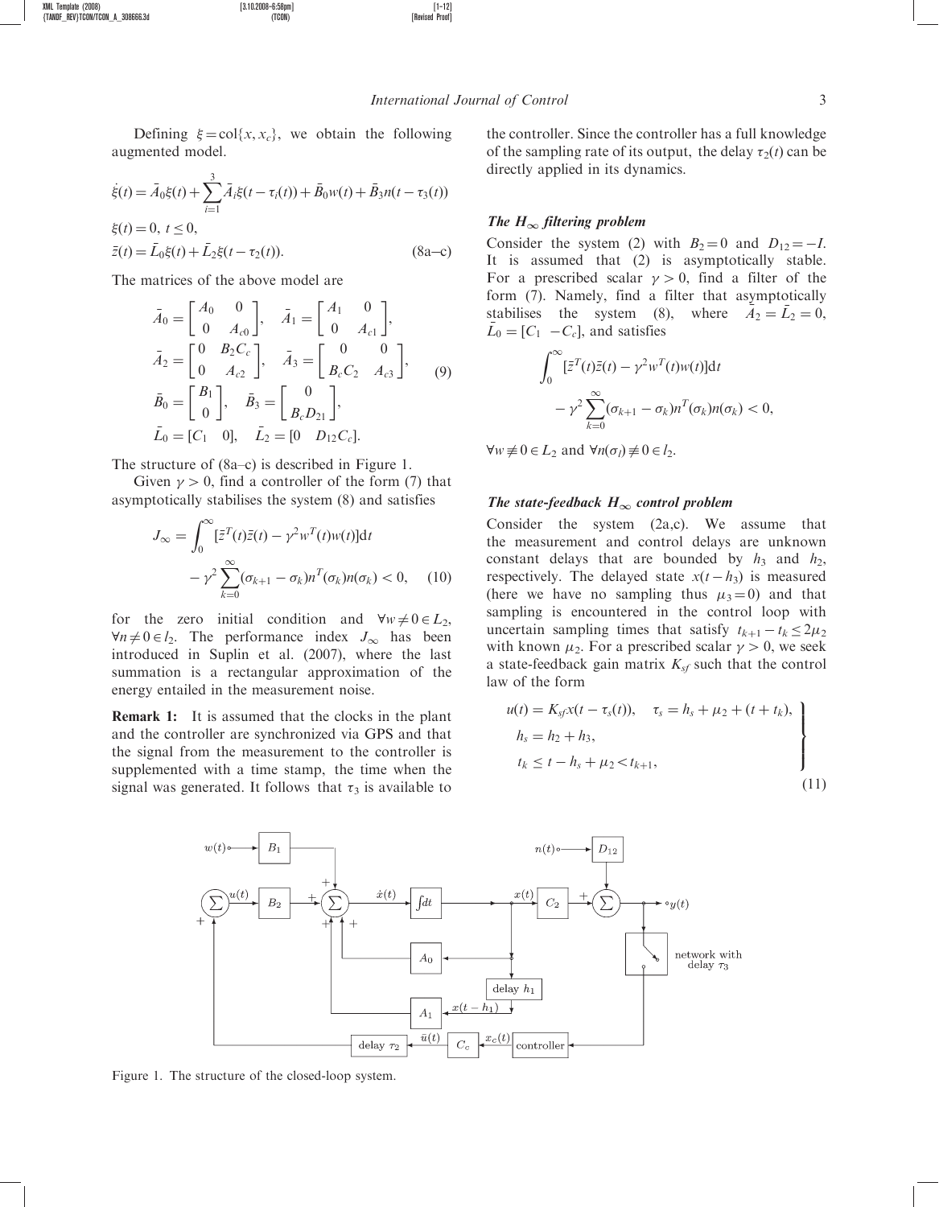Defining $\xi = \text{col}\{x, x_c\}$, we obtain the following augmented model.

$$\dot{\xi}(t) = \bar{A}_0\xi(t) + \sum_{i=1}^{3}\bar{A}_i\xi(t-\tau_i(t)) + \bar{B}_0 w(t) + \bar{B}_3 n(t-\tau_3(t))$$

$$\xi(t) = 0,\ t \le 0,$$

$$\bar{z}(t) = \bar{L}_0\xi(t) + \bar{L}_2\xi(t-\tau_2(t)). \tag{8a–c}$$

The matrices of the above model are

$$\bar{A}_0 = \begin{bmatrix} A_0 & 0 \\ 0 & A_{c0} \end{bmatrix}, \quad \bar{A}_1 = \begin{bmatrix} A_1 & 0 \\ 0 & A_{c1} \end{bmatrix},$$
$$\bar{A}_2 = \begin{bmatrix} 0 & B_2C_c \\ 0 & A_{c2} \end{bmatrix}, \quad \bar{A}_3 = \begin{bmatrix} 0 & 0 \\ B_cC_2 & A_{c3} \end{bmatrix}, \tag{9}$$
$$\bar{B}_0 = \begin{bmatrix} B_1 \\ 0 \end{bmatrix}, \quad \bar{B}_3 = \begin{bmatrix} 0 \\ B_cD_{21} \end{bmatrix},$$
$$\bar{L}_0 = [C_1 \quad 0], \quad \bar{L}_2 = [0 \quad D_{12}C_c].$$

The structure of (8a–c) is described in Figure 1.

Given $\gamma > 0$, find a controller of the form (7) that asymptotically stabilises the system (8) and satisfies

$$J_\infty = \int_0^\infty [\bar{z}^T(t)\bar{z}(t) - \gamma^2 w^T(t)w(t)]\mathrm{d}t - \gamma^2\sum_{k=0}^{\infty}(\sigma_{k+1}-\sigma_k)n^T(\sigma_k)n(\sigma_k) < 0, \tag{10}$$

for the zero initial condition and $\forall w \neq 0 \in L_2$, $\forall n \neq 0 \in l_2$. The performance index $J_\infty$ has been introduced in Suplin et al. (2007), where the last summation is a rectangular approximation of the energy entailed in the measurement noise.

**Remark 1:** It is assumed that the clocks in the plant and the controller are synchronized via GPS and that the signal from the measurement to the controller is supplemented with a time stamp, the time when the signal was generated. It follows that $\tau_3$ is available to the controller. Since the controller has a full knowledge of the sampling rate of its output, the delay $\tau_2(t)$ can be directly applied in its dynamics.

### *The $H_\infty$ filtering problem*

Consider the system (2) with $B_2 = 0$ and $D_{12} = -I$. It is assumed that (2) is asymptotically stable. For a prescribed scalar $\gamma > 0$, find a filter of the form (7). Namely, find a filter that asymptotically stabilises the system (8), where $\bar{A}_2 = \bar{L}_2 = 0$, $\bar{L}_0 = [C_1 \ \ -C_c]$, and satisfies

$$\int_0^\infty [\bar{z}^T(t)\bar{z}(t) - \gamma^2 w^T(t)w(t)]\mathrm{d}t - \gamma^2\sum_{k=0}^{\infty}(\sigma_{k+1}-\sigma_k)n^T(\sigma_k)n(\sigma_k) < 0,$$

$\forall w \not\equiv 0 \in L_2$ and $\forall n(\sigma_l) \not\equiv 0 \in l_2$.

### *The state-feedback $H_\infty$ control problem*

Consider the system (2a,c). We assume that the measurement and control delays are unknown constant delays that are bounded by $h_3$ and $h_2$, respectively. The delayed state $x(t-h_3)$ is measured (here we have no sampling thus $\mu_3 = 0$) and that sampling is encountered in the control loop with uncertain sampling times that satisfy $t_{k+1} - t_k \le 2\mu_2$ with known $\mu_2$. For a prescribed scalar $\gamma > 0$, we seek a state-feedback gain matrix $K_{sf}$ such that the control law of the form

$$\left.\begin{aligned} & u(t) = K_{sf}x(t-\tau_s(t)), \quad \tau_s = h_s + \mu_2 + (t+t_k), \\ & h_s = h_2 + h_3, \\ & t_k \le t - h_s + \mu_2 < t_{k+1}, \end{aligned}\right\} \tag{11}$$

Figure 1. The structure of the closed-loop system.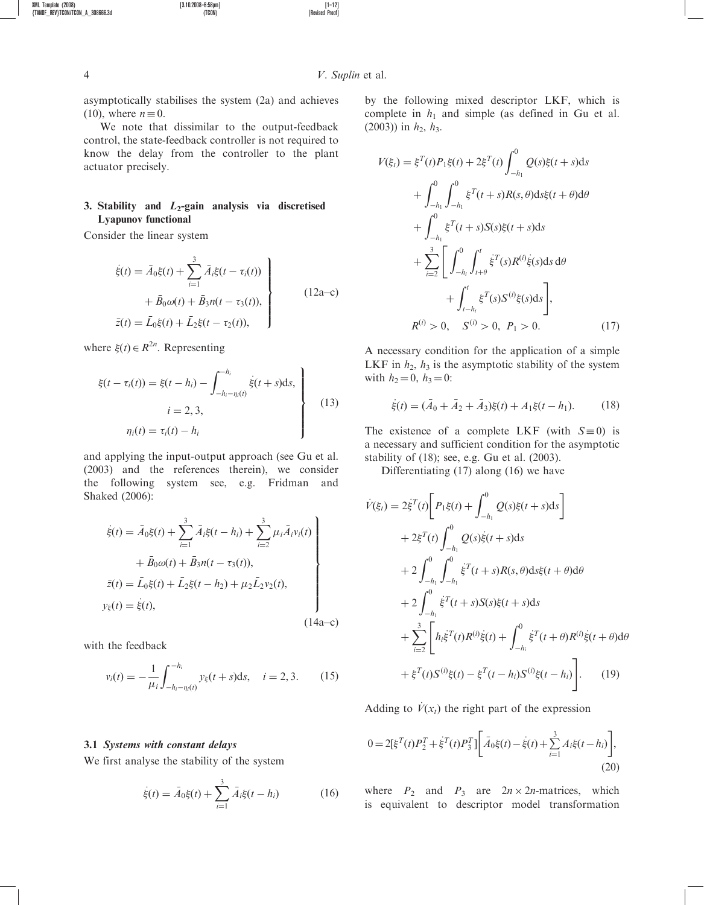asymptotically stabilises the system (2a) and achieves (10), where $n \equiv 0$.

We note that dissimilar to the output-feedback control, the state-feedback controller is not required to know the delay from the controller to the plant actuator precisely.

## 3. Stability and $L_2$-gain analysis via discretised Lyapunov functional

Consider the linear system

$$
\left.
\begin{aligned}
\dot{\xi}(t) &= \bar{A}_0\xi(t) + \sum_{i=1}^{3} \bar{A}_i \xi(t-\tau_i(t)) \\
&\quad + \bar{B}_0\omega(t) + \bar{B}_3 n(t-\tau_3(t)), \\
\bar{z}(t) &= \bar{L}_0\xi(t) + \bar{L}_2\xi(t-\tau_2(t)),
\end{aligned}
\right\} \tag{12a–c}
$$

where $\xi(t) \in R^{2n}$. Representing

$$
\left.
\begin{aligned}
\xi(t-\tau_i(t)) &= \xi(t-h_i) - \int_{-h_i-\eta_i(t)}^{-h_i} \dot{\xi}(t+s)\mathrm{d}s, \\
& i = 2,3, \\
\eta_i(t) &= \tau_i(t) - h_i
\end{aligned}
\right\} \tag{13}
$$

and applying the input-output approach (see Gu et al. (2003) and the references therein), we consider the following system see, e.g. Fridman and Shaked (2006):

$$
\left.
\begin{aligned}
\dot{\xi}(t) &= \bar{A}_0\xi(t) + \sum_{i=1}^{3}\bar{A}_i\xi(t-h_i) + \sum_{i=2}^{3}\mu_i\bar{A}_i v_i(t) \\
&\quad + \bar{B}_0\omega(t) + \bar{B}_3 n(t-\tau_3(t)), \\
\bar{z}(t) &= \bar{L}_0\xi(t) + \bar{L}_2\xi(t-h_2) + \mu_2\bar{L}_2 v_2(t), \\
y_\xi(t) &= \dot{\xi}(t),
\end{aligned}
\right\} \tag{14a–c}
$$

with the feedback

$$
v_i(t) = -\frac{1}{\mu_i}\int_{-h_i-\eta_i(t)}^{-h_i} y_\xi(t+s)\mathrm{d}s, \quad i = 2,3. \tag{15}
$$

### 3.1 *Systems with constant delays*

We first analyse the stability of the system

$$
\dot{\xi}(t) = \bar{A}_0\xi(t) + \sum_{i=1}^{3}\bar{A}_i\xi(t-h_i) \tag{16}
$$

by the following mixed descriptor LKF, which is complete in $h_1$ and simple (as defined in Gu et al. (2003)) in $h_2$, $h_3$.

$$
\begin{aligned}
V(\xi_t) &= \xi^T(t)P_1\xi(t) + 2\xi^T(t)\int_{-h_1}^{0} Q(s)\xi(t+s)\mathrm{d}s \\
&\quad + \int_{-h_1}^{0}\int_{-h_1}^{0}\xi^T(t+s)R(s,\theta)\mathrm{d}s\xi(t+\theta)\mathrm{d}\theta \\
&\quad + \int_{-h_1}^{0}\xi^T(t+s)S(s)\xi(t+s)\mathrm{d}s \\
&\quad + \sum_{i=2}^{3}\left[\int_{-h_i}^{0}\int_{t+\theta}^{t}\dot{\xi}^T(s)R^{(i)}\dot{\xi}(s)\mathrm{d}s\,\mathrm{d}\theta \right. \\
&\quad \left. + \int_{t-h_i}^{t}\xi^T(s)S^{(i)}\xi(s)\mathrm{d}s\right], \\
& R^{(i)} > 0, \quad S^{(i)} > 0, \; P_1 > 0.
\end{aligned} \tag{17}
$$

A necessary condition for the application of a simple LKF in $h_2$, $h_3$ is the asymptotic stability of the system with $h_2 = 0$, $h_3 = 0$:

$$
\dot{\xi}(t) = (\bar{A}_0 + \bar{A}_2 + \bar{A}_3)\xi(t) + A_1\xi(t-h_1). \tag{18}
$$

The existence of a complete LKF (with $S \equiv 0$) is a necessary and sufficient condition for the asymptotic stability of (18); see, e.g. Gu et al. (2003).

Differentiating (17) along (16) we have

$$
\begin{aligned}
\dot{V}(\xi_t) &= 2\dot{\xi}^T(t)\left[P_1\xi(t) + \int_{-h_1}^{0} Q(s)\xi(t+s)\mathrm{d}s\right] \\
&\quad + 2\xi^T(t)\int_{-h_1}^{0} Q(s)\dot{\xi}(t+s)\mathrm{d}s \\
&\quad + 2\int_{-h_1}^{0}\int_{-h_1}^{0}\dot{\xi}^T(t+s)R(s,\theta)\mathrm{d}s\xi(t+\theta)\mathrm{d}\theta \\
&\quad + 2\int_{-h_1}^{0}\dot{\xi}^T(t+s)S(s)\xi(t+s)\mathrm{d}s \\
&\quad + \sum_{i=2}^{3}\left[h_i\dot{\xi}^T(t)R^{(i)}\dot{\xi}(t) + \int_{-h_i}^{0}\dot{\xi}^T(t+\theta)R^{(i)}\dot{\xi}(t+\theta)\mathrm{d}\theta \right. \\
&\quad \left. + \xi^T(t)S^{(i)}\xi(t) - \xi^T(t-h_i)S^{(i)}\xi(t-h_i)\right].
\end{aligned} \tag{19}
$$

Adding to $\dot{V}(x_t)$ the right part of the expression

$$
0 = 2[\xi^T(t)P_2^T + \dot{\xi}^T(t)P_3^T]\left[\bar{A}_0\xi(t) - \dot{\xi}(t) + \sum_{i=1}^{3}A_i\xi(t-h_i)\right], \tag{20}
$$

where $P_2$ and $P_3$ are $2n \times 2n$-matrices, which is equivalent to descriptor model transformation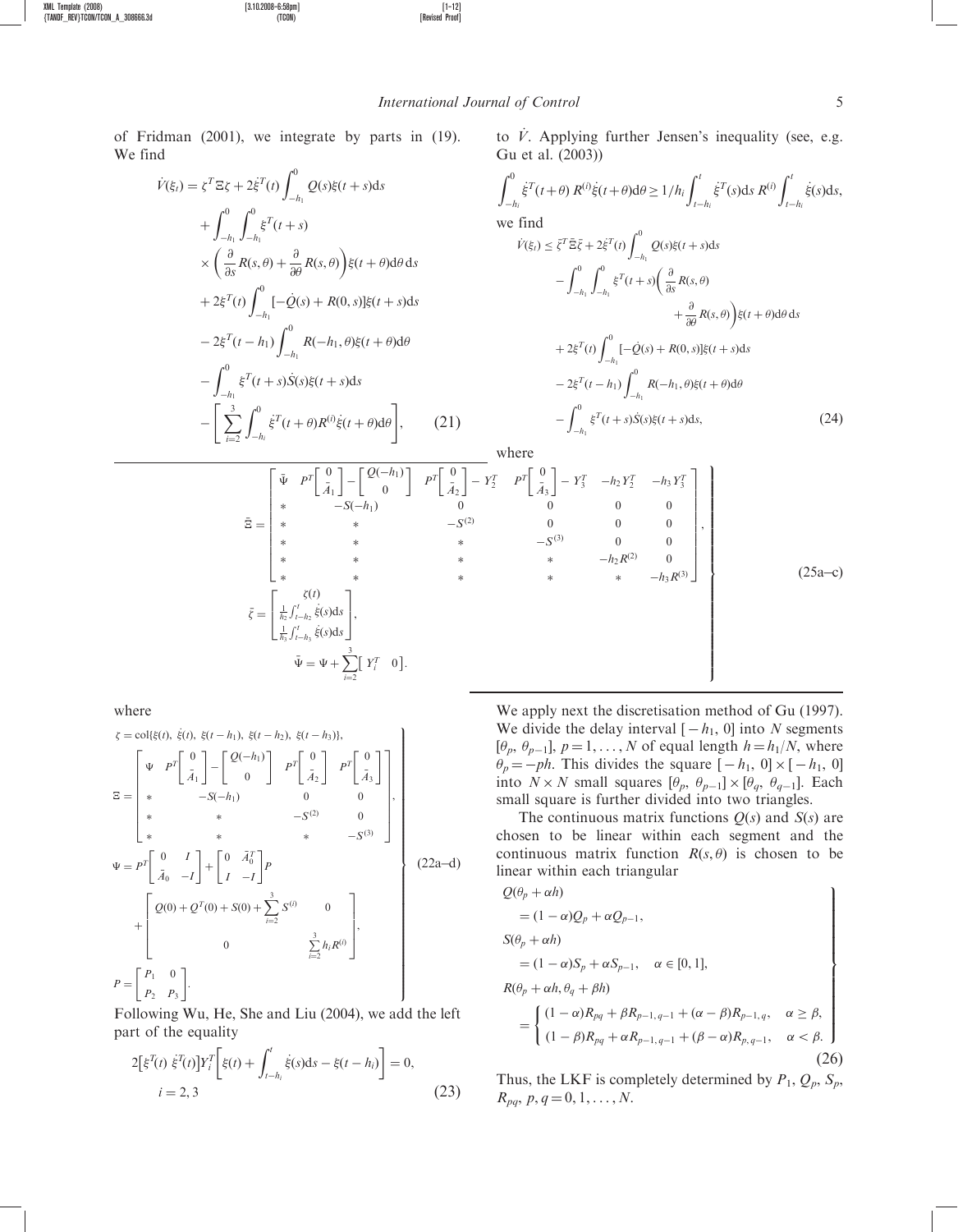of Fridman (2001), we integrate by parts in (19). We find

$$
\begin{aligned}
\dot V(\xi_t) &= \zeta^T \Xi \zeta + 2\dot\xi^T(t)\int_{-h_1}^{0} Q(s)\xi(t+s)\mathrm{d}s \\
&\quad + \int_{-h_1}^{0}\int_{-h_1}^{0} \xi^T(t+s) \\
&\quad \times \left(\frac{\partial}{\partial s}R(s,\theta) + \frac{\partial}{\partial \theta}R(s,\theta)\right)\xi(t+\theta)\mathrm{d}\theta\,\mathrm{d}s \\
&\quad + 2\xi^T(t)\int_{-h_1}^{0}[-\dot Q(s) + R(0,s)]\xi(t+s)\mathrm{d}s \\
&\quad - 2\xi^T(t-h_1)\int_{-h_1}^{0} R(-h_1,\theta)\xi(t+\theta)\mathrm{d}\theta \\
&\quad - \int_{-h_1}^{0}\xi^T(t+s)\dot S(s)\xi(t+s)\mathrm{d}s \\
&\quad - \left[\sum_{i=2}^{3}\int_{-h_i}^{0}\dot\xi^T(t+\theta)R^{(i)}\dot\xi(t+\theta)\mathrm{d}\theta\right], \qquad (21)
\end{aligned}
$$

where

$$
\left.
\begin{aligned}
&\zeta = \mathrm{col}\{\xi(t),\ \dot\xi(t),\ \xi(t-h_1),\ \xi(t-h_2),\ \xi(t-h_3)\}, \\
&\Xi = \begin{bmatrix}
\Psi & P^T\begin{bmatrix} 0 \\ \bar A_1\end{bmatrix} - \begin{bmatrix} Q(-h_1) \\ 0\end{bmatrix} & P^T\begin{bmatrix} 0 \\ \bar A_2\end{bmatrix} & P^T\begin{bmatrix} 0 \\ \bar A_3\end{bmatrix} \\
* & -S(-h_1) & 0 & 0 \\
* & * & -S^{(2)} & 0 \\
* & * & * & -S^{(3)}
\end{bmatrix}, \\
&\Psi = P^T\begin{bmatrix} 0 & I \\ \bar A_0 & -I\end{bmatrix} + \begin{bmatrix} 0 & \bar A_0^T \\ I & -I\end{bmatrix}P \\
&\quad + \begin{bmatrix} Q(0) + Q^T(0) + S(0) + \sum_{i=2}^{3} S^{(i)} & 0 \\ 0 & \sum_{i=2}^{3} h_i R^{(i)}\end{bmatrix}, \\
&P = \begin{bmatrix} P_1 & 0 \\ P_2 & P_3\end{bmatrix}.
\end{aligned}
\right\} \qquad (22\text{a–d})
$$

Following Wu, He, She and Liu (2004), we add the left part of the equality

$$
2\left[\xi^T(t)\ \dot\xi^T(t)\right]Y_i^T\left[\xi(t) + \int_{t-h_i}^{t}\dot\xi(s)\mathrm{d}s - \xi(t-h_i)\right] = 0, \quad i = 2,3 \qquad (23)
$$

to $\dot V$. Applying further Jensen's inequality (see, e.g. Gu et al. (2003))

$$
\int_{-h_i}^{0}\dot\xi^T(t+\theta)R^{(i)}\dot\xi(t+\theta)\mathrm{d}\theta \ge 1/h_i\int_{t-h_i}^{t}\dot\xi^T(s)\mathrm{d}s\, R^{(i)}\int_{t-h_i}^{t}\dot\xi(s)\mathrm{d}s,
$$

we find

$$
\begin{aligned}
\dot V(\xi_t) &\le \bar\zeta^T\bar\Xi\bar\zeta + 2\dot\xi^T(t)\int_{-h_1}^{0} Q(s)\xi(t+s)\mathrm{d}s \\
&\quad - \int_{-h_1}^{0}\int_{-h_1}^{0}\xi^T(t+s)\left(\frac{\partial}{\partial s}R(s,\theta) + \frac{\partial}{\partial\theta}R(s,\theta)\right)\xi(t+\theta)\mathrm{d}\theta\,\mathrm{d}s \\
&\quad + 2\xi^T(t)\int_{-h_1}^{0}[-\dot Q(s) + R(0,s)]\xi(t+s)\mathrm{d}s \\
&\quad - 2\xi^T(t-h_1)\int_{-h_1}^{0}R(-h_1,\theta)\xi(t+\theta)\mathrm{d}\theta \\
&\quad - \int_{-h_1}^{0}\xi^T(t+s)\dot S(s)\xi(t+s)\mathrm{d}s, \qquad (24)
\end{aligned}
$$

where

$$
\left.
\begin{aligned}
&\bar\Xi = \begin{bmatrix}
\bar\Psi & P^T\begin{bmatrix} 0 \\ \bar A_1\end{bmatrix} - \begin{bmatrix} Q(-h_1) \\ 0\end{bmatrix} & P^T\begin{bmatrix} 0 \\ \bar A_2\end{bmatrix} - Y_2^T & P^T\begin{bmatrix} 0 \\ \bar A_3\end{bmatrix} - Y_3^T & -h_2Y_2^T & -h_3Y_3^T \\
* & -S(-h_1) & 0 & 0 & 0 & 0 \\
* & * & -S^{(2)} & 0 & 0 & 0 \\
* & * & * & -S^{(3)} & 0 & 0 \\
* & * & * & * & -h_2R^{(2)} & 0 \\
* & * & * & * & * & -h_3R^{(3)}
\end{bmatrix}, \\
&\bar\zeta = \begin{bmatrix} \zeta(t) \\ \frac{1}{h_2}\int_{t-h_2}^{t}\dot\xi(s)\mathrm{d}s \\ \frac{1}{h_3}\int_{t-h_3}^{t}\dot\xi(s)\mathrm{d}s\end{bmatrix}, \\
&\bar\Psi = \Psi + \sum_{i=2}^{3}\left[Y_i^T\ \ 0\right].
\end{aligned}
\right\} \qquad (25\text{a–c})
$$

We apply next the discretisation method of Gu (1997). We divide the delay interval $[-h_1, 0]$ into $N$ segments $[\theta_p, \theta_{p-1}]$, $p = 1, \ldots, N$ of equal length $h = h_1/N$, where $\theta_p = -ph$. This divides the square $[-h_1, 0]\times[-h_1, 0]$ into $N\times N$ small squares $[\theta_p, \theta_{p-1}]\times[\theta_q, \theta_{q-1}]$. Each small square is further divided into two triangles.

The continuous matrix functions $Q(s)$ and $S(s)$ are chosen to be linear within each segment and the continuous matrix function $R(s,\theta)$ is chosen to be linear within each triangular

$$
\left.
\begin{aligned}
&Q(\theta_p + \alpha h) \\
&\quad = (1-\alpha)Q_p + \alpha Q_{p-1}, \\
&S(\theta_p + \alpha h) \\
&\quad = (1-\alpha)S_p + \alpha S_{p-1}, \quad \alpha\in[0,1], \\
&R(\theta_p + \alpha h, \theta_q + \beta h) \\
&\quad = \begin{cases} (1-\alpha)R_{pq} + \beta R_{p-1,q-1} + (\alpha-\beta)R_{p-1,q}, & \alpha\ge\beta, \\ (1-\beta)R_{pq} + \alpha R_{p-1,q-1} + (\beta-\alpha)R_{p,q-1}, & \alpha<\beta. \end{cases}
\end{aligned}
\right\} \qquad (26)
$$

Thus, the LKF is completely determined by $P_1$, $Q_p$, $S_p$, $R_{pq}$, $p, q = 0, 1, \ldots, N$.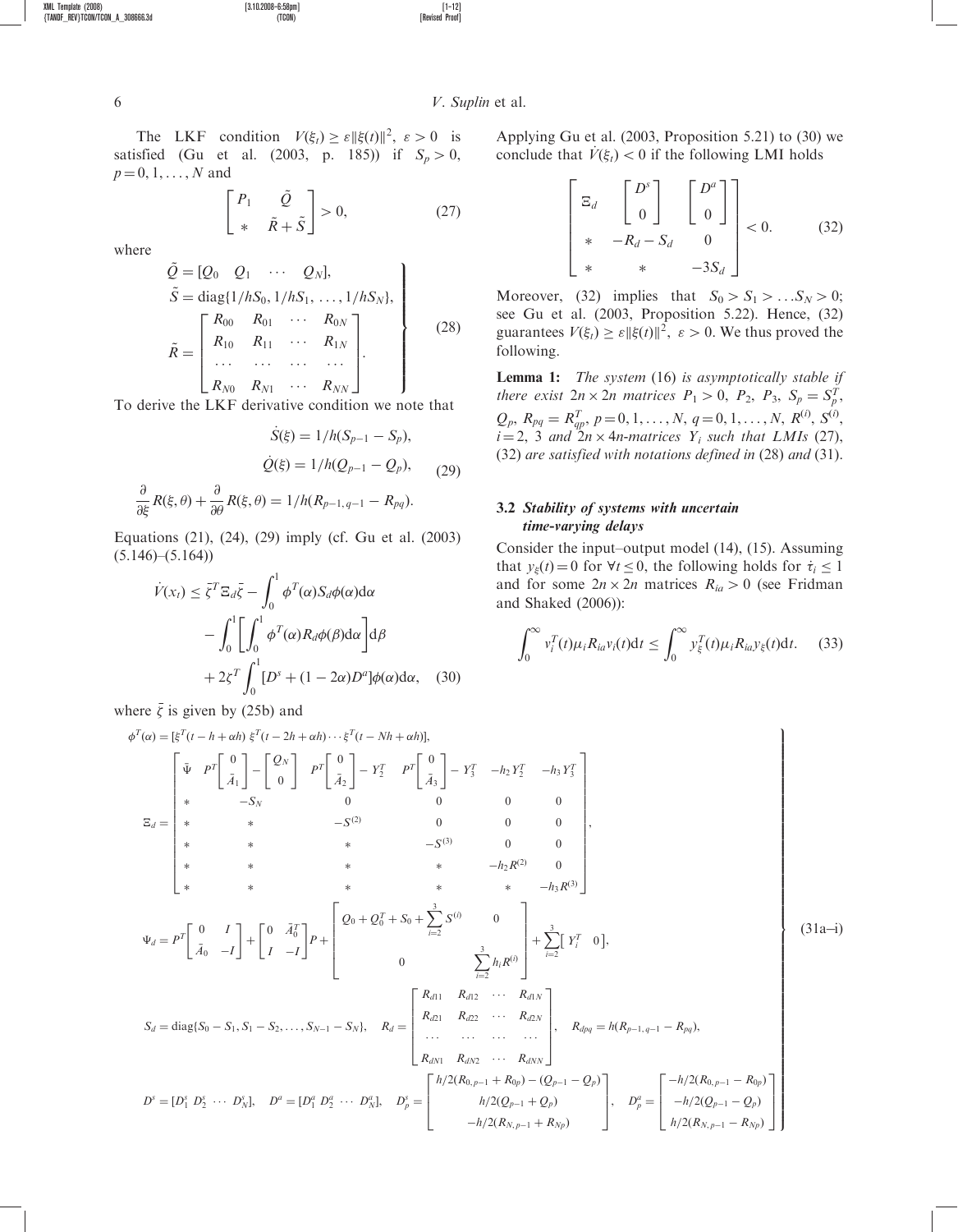The LKF condition $V(\xi_t) \geq \varepsilon \|\xi(t)\|^2$, $\varepsilon > 0$ is satisfied (Gu et al. (2003, p. 185)) if $S_p > 0$, $p = 0, 1, \ldots, N$ and

$$\begin{bmatrix} P_1 & \tilde{Q} \\ * & \tilde{R} + \tilde{S} \end{bmatrix} > 0, \tag{27}$$

where

$$\left. \begin{aligned} \tilde{Q} &= [Q_0 \quad Q_1 \quad \cdots \quad Q_N], \\ \tilde{S} &= \operatorname{diag}\{1/hS_0, 1/hS_1, \ldots, 1/hS_N\}, \\ \tilde{R} &= \begin{bmatrix} R_{00} & R_{01} & \cdots & R_{0N} \\ R_{10} & R_{11} & \cdots & R_{1N} \\ \cdots & \cdots & \cdots & \cdots \\ R_{N0} & R_{N1} & \cdots & R_{NN} \end{bmatrix}. \end{aligned} \right\} \tag{28}$$

To derive the LKF derivative condition we note that

$$\begin{aligned} \dot{S}(\xi) &= 1/h(S_{p-1} - S_p), \\ \dot{Q}(\xi) &= 1/h(Q_{p-1} - Q_p), \\ \frac{\partial}{\partial \xi} R(\xi, \theta) + \frac{\partial}{\partial \theta} R(\xi, \theta) &= 1/h(R_{p-1,q-1} - R_{pq}). \end{aligned} \tag{29}$$

Equations (21), (24), (29) imply (cf. Gu et al. (2003) (5.146)–(5.164))

$$\begin{aligned} \dot{V}(x_t) \leq{}& \bar{\zeta}^T \Xi_d \bar{\zeta} - \int_0^1 \phi^T(\alpha) S_d \phi(\alpha) \mathrm{d}\alpha \\ & - \int_0^1 \left[ \int_0^1 \phi^T(\alpha) R_d \phi(\beta) \mathrm{d}\alpha \right] \mathrm{d}\beta \\ & + 2\zeta^T \int_0^1 [D^s + (1 - 2\alpha) D^a] \phi(\alpha) \mathrm{d}\alpha, \end{aligned} \tag{30}$$

where $\bar{\zeta}$ is given by (25b) and

$$\left. \begin{aligned} &\phi^T(\alpha) = [\xi^T(t - h + \alpha h) \; \xi^T(t - 2h + \alpha h) \cdots \xi^T(t - Nh + \alpha h)], \\ &\Xi_d = \begin{bmatrix} \tilde{\Psi} & P^T \begin{bmatrix} 0 \\ \tilde{A}_1 \end{bmatrix} - \begin{bmatrix} Q_N \\ 0 \end{bmatrix} & P^T \begin{bmatrix} 0 \\ \tilde{A}_2 \end{bmatrix} - Y_2^T & P^T \begin{bmatrix} 0 \\ \tilde{A}_3 \end{bmatrix} - Y_3^T & -h_2 Y_2^T & -h_3 Y_3^T \\ * & -S_N & 0 & 0 & 0 & 0 \\ * & * & -S^{(2)} & 0 & 0 & 0 \\ * & * & * & -S^{(3)} & 0 & 0 \\ * & * & * & * & -h_2 R^{(2)} & 0 \\ * & * & * & * & * & -h_3 R^{(3)} \end{bmatrix}, \\ &\Psi_d = P^T \begin{bmatrix} 0 & I \\ \tilde{A}_0 & -I \end{bmatrix} + \begin{bmatrix} 0 & \tilde{A}_0^T \\ I & -I \end{bmatrix} P + \begin{bmatrix} Q_0 + Q_0^T + S_0 + \sum_{i=2}^3 S^{(i)} & 0 \\ 0 & \sum_{i=2}^3 h_i R^{(i)} \end{bmatrix} + \sum_{i=2}^3 [\, Y_i^T \quad 0 \,], \\ &S_d = \operatorname{diag}\{S_0 - S_1, S_1 - S_2, \ldots, S_{N-1} - S_N\}, \quad R_d = \begin{bmatrix} R_{d11} & R_{d12} & \cdots & R_{d1N} \\ R_{d21} & R_{d22} & \cdots & R_{d2N} \\ \cdots & \cdots & \cdots & \cdots \\ R_{dN1} & R_{dN2} & \cdots & R_{dNN} \end{bmatrix}, \quad R_{dpq} = h(R_{p-1,q-1} - R_{pq}), \\ &D^s = [D_1^s \; D_2^s \; \cdots \; D_N^s], \quad D^a = [D_1^a \; D_2^a \; \cdots \; D_N^a], \quad D_p^s = \begin{bmatrix} h/2(R_{0,p-1} + R_{0p}) - (Q_{p-1} - Q_p) \\ h/2(Q_{p-1} + Q_p) \\ -h/2(R_{N,p-1} + R_{Np}) \end{bmatrix}, \quad D_p^a = \begin{bmatrix} -h/2(R_{0,p-1} - R_{0p}) \\ -h/2(Q_{p-1} - Q_p) \\ h/2(R_{N,p-1} - R_{Np}) \end{bmatrix} \end{aligned} \right\} \tag{31a–i}$$

Applying Gu et al. (2003, Proposition 5.21) to (30) we conclude that $\dot{V}(\xi_t) < 0$ if the following LMI holds

$$\begin{bmatrix} \Xi_d & \begin{bmatrix} D^s \\ 0 \end{bmatrix} & \begin{bmatrix} D^a \\ 0 \end{bmatrix} \\ * & -R_d - S_d & 0 \\ * & * & -3S_d \end{bmatrix} < 0. \tag{32}$$

Moreover, (32) implies that $S_0 > S_1 > \ldots S_N > 0$; see Gu et al. (2003, Proposition 5.22). Hence, (32) guarantees $V(\xi_t) \geq \varepsilon \|\xi(t)\|^2$, $\varepsilon > 0$. We thus proved the following.

**Lemma 1:** *The system* (16) *is asymptotically stable if there exist* $2n \times 2n$ *matrices* $P_1 > 0$, $P_2$, $P_3$, $S_p = S_p^T$, $Q_p$, $R_{pq} = R_{qp}^T$, $p = 0, 1, \ldots, N$, $q = 0, 1, \ldots, N$, $R^{(i)}$, $S^{(i)}$, $i = 2$, 3 *and* $2n \times 4n$*-matrices* $Y_i$ *such that LMIs* (27), (32) *are satisfied with notations defined in* (28) *and* (31).

### 3.2 Stability of systems with uncertain time-varying delays

Consider the input–output model (14), (15). Assuming that $y_\xi(t) = 0$ for $\forall t \leq 0$, the following holds for $\dot{\tau}_i \leq 1$ and for some $2n \times 2n$ matrices $R_{ia} > 0$ (see Fridman and Shaked (2006)):

$$\int_0^\infty v_i^T(t) \mu_i R_{ia} v_i(t) \mathrm{d}t \leq \int_0^\infty y_\xi^T(t) \mu_i R_{ia} y_\xi(t) \mathrm{d}t. \tag{33}$$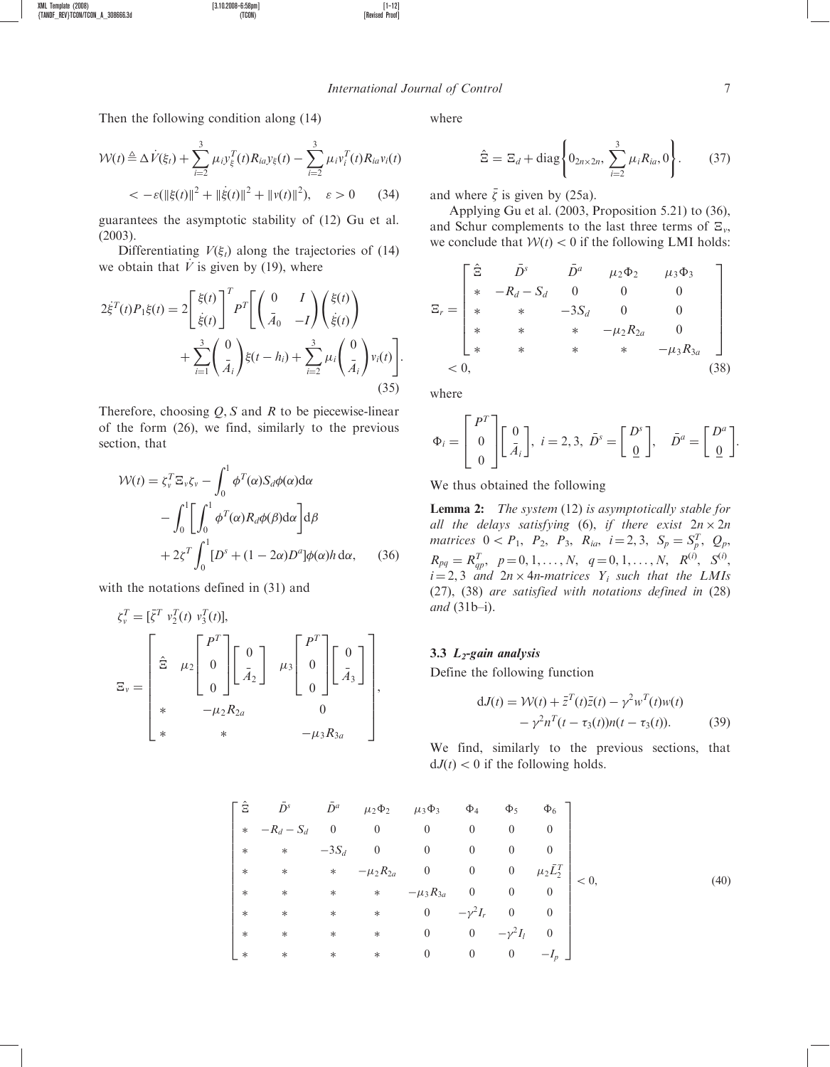Then the following condition along (14)

$$\mathcal{W}(t) \triangleq \Delta \dot{V}(\xi_t) + \sum_{i=2}^{3} \mu_i y_\xi^T(t) R_{ia} y_\xi(t) - \sum_{i=2}^{3} \mu_i v_i^T(t) R_{ia} v_i(t) < -\varepsilon(\|\xi(t)\|^2 + \|\dot{\xi}(t)\|^2 + \|v(t)\|^2), \quad \varepsilon > 0 \tag{34}$$

guarantees the asymptotic stability of (12) Gu et al. (2003).

Differentiating $V(\xi_t)$ along the trajectories of (14) we obtain that $\dot{V}$ is given by (19), where

$$2\dot{\xi}^T(t) P_1 \xi(t) = 2\begin{bmatrix} \xi(t) \\ \dot{\xi}(t) \end{bmatrix}^T P^T \left[ \begin{pmatrix} 0 & I \\ \bar{A}_0 & -I \end{pmatrix} \begin{pmatrix} \xi(t) \\ \dot{\xi}(t) \end{pmatrix} + \sum_{i=1}^{3} \begin{pmatrix} 0 \\ \bar{A}_i \end{pmatrix} \xi(t-h_i) + \sum_{i=2}^{3} \mu_i \begin{pmatrix} 0 \\ \bar{A}_i \end{pmatrix} v_i(t) \right]. \tag{35}$$

Therefore, choosing $Q$, $S$ and $R$ to be piecewise-linear of the form (26), we find, similarly to the previous section, that

$$\mathcal{W}(t) = \zeta_v^T \Xi_v \zeta_v - \int_0^1 \phi^T(\alpha) S_d \phi(\alpha) \mathrm{d}\alpha - \int_0^1 \left[ \int_0^1 \phi^T(\alpha) R_d \phi(\beta) \mathrm{d}\alpha \right] \mathrm{d}\beta + 2\zeta^T \int_0^1 [D^s + (1-2\alpha) D^a] \phi(\alpha) h \, \mathrm{d}\alpha, \tag{36}$$

with the notations defined in (31) and

$$\zeta_v^T = [\bar{\zeta}^T \; v_2^T(t) \; v_3^T(t)],$$

$$\Xi_v = \begin{bmatrix} \hat{\Xi} & \mu_2 \begin{bmatrix} P^T \\ 0 \\ 0 \end{bmatrix} \begin{bmatrix} 0 \\ \bar{A}_2 \end{bmatrix} & \mu_3 \begin{bmatrix} P^T \\ 0 \\ 0 \end{bmatrix} \begin{bmatrix} 0 \\ \bar{A}_3 \end{bmatrix} \\ * & -\mu_2 R_{2a} & 0 \\ * & * & -\mu_3 R_{3a} \end{bmatrix},$$

where

$$\hat{\Xi} = \Xi_d + \mathrm{diag}\left\{ 0_{2n \times 2n}, \sum_{i=2}^{3} \mu_i R_{ia}, 0 \right\}. \tag{37}$$

and where $\bar{\zeta}$ is given by (25a).

Applying Gu et al. (2003, Proposition 5.21) to (36), and Schur complements to the last three terms of $\Xi_v$, we conclude that $\mathcal{W}(t) < 0$ if the following LMI holds:

$$\Xi_r = \begin{bmatrix} \hat{\Xi} & \bar{D}^s & \bar{D}^a & \mu_2 \Phi_2 & \mu_3 \Phi_3 \\ * & -R_d - S_d & 0 & 0 & 0 \\ * & * & -3S_d & 0 & 0 \\ * & * & * & -\mu_2 R_{2a} & 0 \\ * & * & * & * & -\mu_3 R_{3a} \end{bmatrix} < 0, \tag{38}$$

where

$$\Phi_i = \begin{bmatrix} P^T \\ 0 \\ 0 \end{bmatrix} \begin{bmatrix} 0 \\ \bar{A}_i \end{bmatrix}, \; i = 2, 3, \; \bar{D}^s = \begin{bmatrix} D^s \\ \underline{0} \end{bmatrix}, \quad \bar{D}^a = \begin{bmatrix} D^a \\ \underline{0} \end{bmatrix}.$$

We thus obtained the following

**Lemma 2:** *The system* (12) *is asymptotically stable for all the delays satisfying* (6), *if there exist* $2n \times 2n$ *matrices* $0 < P_1$, $P_2$, $P_3$, $R_{ia}$, $i = 2, 3$, $S_p = S_p^T$, $Q_p$, $R_{pq} = R_{qp}^T$, $p = 0, 1, \ldots, N$, $q = 0, 1, \ldots, N$, $R^{(i)}$, $S^{(i)}$, $i = 2, 3$ *and* $2n \times 4n$*-matrices* $Y_i$ *such that the LMIs* (27), (38) *are satisfied with notations defined in* (28) *and* (31b–i).

### 3.3 $L_2$-gain analysis

Define the following function

$$\mathrm{d}J(t) = \mathcal{W}(t) + \bar{z}^T(t)\bar{z}(t) - \gamma^2 w^T(t) w(t) - \gamma^2 n^T(t - \tau_3(t)) n(t - \tau_3(t)). \tag{39}$$

We find, similarly to the previous sections, that $\mathrm{d}J(t) < 0$ if the following holds.

$$\begin{bmatrix} \hat{\Xi} & \bar{D}^s & \bar{D}^a & \mu_2 \Phi_2 & \mu_3 \Phi_3 & \Phi_4 & \Phi_5 & \Phi_6 \\ * & -R_d - S_d & 0 & 0 & 0 & 0 & 0 & 0 \\ * & * & -3S_d & 0 & 0 & 0 & 0 & 0 \\ * & * & * & -\mu_2 R_{2a} & 0 & 0 & 0 & \mu_2 \bar{L}_2^T \\ * & * & * & * & -\mu_3 R_{3a} & 0 & 0 & 0 \\ * & * & * & * & 0 & -\gamma^2 I_r & 0 & 0 \\ * & * & * & * & 0 & 0 & -\gamma^2 I_l & 0 \\ * & * & * & * & 0 & 0 & 0 & -I_p \end{bmatrix} < 0, \tag{40}$$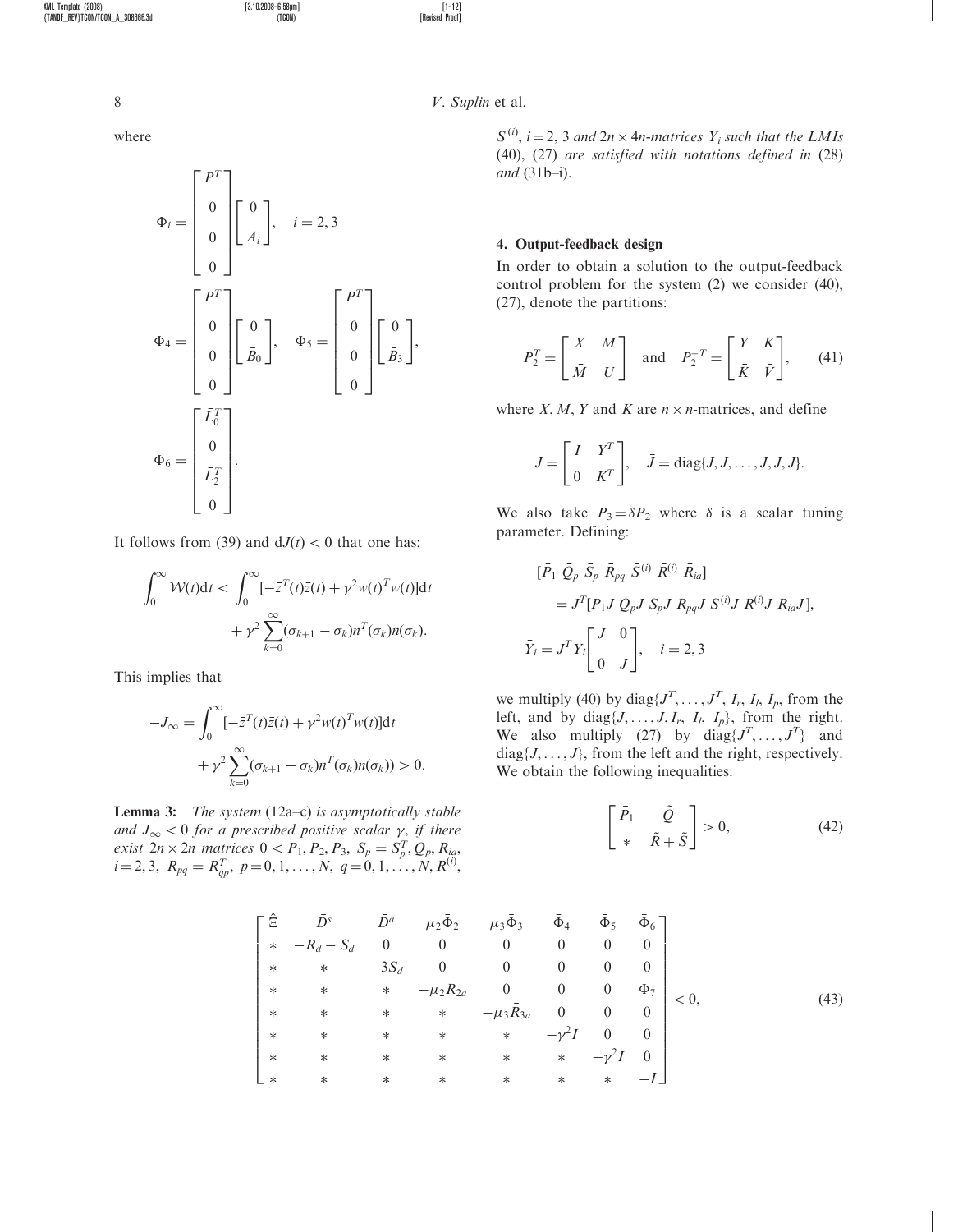where

$$
\Phi_i = \begin{bmatrix} P^T \\ 0 \\ 0 \\ 0 \end{bmatrix} \begin{bmatrix} 0 \\ \bar{A}_i \end{bmatrix}, \quad i = 2, 3
$$

$$
\Phi_4 = \begin{bmatrix} P^T \\ 0 \\ 0 \\ 0 \end{bmatrix} \begin{bmatrix} 0 \\ \bar{B}_0 \end{bmatrix}, \quad \Phi_5 = \begin{bmatrix} P^T \\ 0 \\ 0 \\ 0 \end{bmatrix} \begin{bmatrix} 0 \\ \bar{B}_3 \end{bmatrix},
$$

$$
\Phi_6 = \begin{bmatrix} \bar{L}_0^T \\ 0 \\ \bar{L}_2^T \\ 0 \end{bmatrix}.
$$

It follows from (39) and $\mathrm{d}J(t) < 0$ that one has:

$$
\int_0^\infty \mathcal{W}(t)\mathrm{d}t < \int_0^\infty [-\bar{z}^T(t)\bar{z}(t) + \gamma^2 w(t)^T w(t)]\mathrm{d}t + \gamma^2 \sum_{k=0}^{\infty} (\sigma_{k+1} - \sigma_k) n^T(\sigma_k) n(\sigma_k).
$$

This implies that

$$
-J_\infty = \int_0^\infty [-\bar{z}^T(t)\bar{z}(t) + \gamma^2 w(t)^T w(t)]\mathrm{d}t + \gamma^2 \sum_{k=0}^{\infty} (\sigma_{k+1} - \sigma_k) n^T(\sigma_k) n(\sigma_k)) > 0.
$$

**Lemma 3:** *The system* (12a–c) *is asymptotically stable and* $J_\infty < 0$ *for a prescribed positive scalar* $\gamma$, *if there exist* $2n \times 2n$ *matrices* $0 < P_1, P_2, P_3,\ S_p = S_p^T, Q_p, R_{ia}$, $i = 2, 3,\ R_{pq} = R_{qp}^T,\ p = 0, 1, \ldots, N,\ q = 0, 1, \ldots, N, R^{(i)}$, $S^{(i)}$, $i = 2, 3$ *and* $2n \times 4n$*-matrices* $Y_i$ *such that the LMIs* (40), (27) *are satisfied with notations defined in* (28) *and* (31b–i).

## 4. Output-feedback design

In order to obtain a solution to the output-feedback control problem for the system (2) we consider (40), (27), denote the partitions:

$$
P_2^T = \begin{bmatrix} X & M \\ \bar{M} & U \end{bmatrix} \quad \text{and} \quad P_2^{-T} = \begin{bmatrix} Y & K \\ \bar{K} & \bar{V} \end{bmatrix}, \tag{41}
$$

where $X, M, Y$ and $K$ are $n \times n$-matrices, and define

$$
J = \begin{bmatrix} I & Y^T \\ 0 & K^T \end{bmatrix}, \quad \bar{J} = \mathrm{diag}\{J, J, \ldots, J, J, J\}.
$$

We also take $P_3 = \delta P_2$ where $\delta$ is a scalar tuning parameter. Defining:

$$
[\bar{P}_1\ \bar{Q}_p\ \bar{S}_p\ \bar{R}_{pq}\ \bar{S}^{(i)}\ \bar{R}^{(i)}\ \bar{R}_{ia}] = J^T [P_1 J\ Q_p J\ S_p J\ R_{pq} J\ S^{(i)} J\ R^{(i)} J\ R_{ia} J],
$$

$$
\bar{Y}_i = J^T Y_i \begin{bmatrix} J & 0 \\ 0 & J \end{bmatrix}, \quad i = 2, 3
$$

we multiply (40) by $\mathrm{diag}\{J^T, \ldots, J^T, I_r, I_l, I_p$, from the left, and by $\mathrm{diag}\{J, \ldots, J, I_r, I_l, I_p\}$, from the right. We also multiply (27) by $\mathrm{diag}\{J^T, \ldots, J^T\}$ and $\mathrm{diag}\{J, \ldots, J\}$, from the left and the right, respectively. We obtain the following inequalities:

$$
\begin{bmatrix} \bar{P}_1 & \tilde{Q} \\ * & \tilde{R} + \tilde{S} \end{bmatrix} > 0, \tag{42}
$$

$$
\begin{bmatrix}
\hat{\Xi} & \bar{D}^s & \bar{D}^a & \mu_2 \bar{\Phi}_2 & \mu_3 \bar{\Phi}_3 & \bar{\Phi}_4 & \bar{\Phi}_5 & \bar{\Phi}_6 \\
* & -R_d - S_d & 0 & 0 & 0 & 0 & 0 & 0 \\
* & * & -3S_d & 0 & 0 & 0 & 0 & 0 \\
* & * & * & -\mu_2 \bar{R}_{2a} & 0 & 0 & 0 & \bar{\Phi}_7 \\
* & * & * & * & -\mu_3 \bar{R}_{3a} & 0 & 0 & 0 \\
* & * & * & * & * & -\gamma^2 I & 0 & 0 \\
* & * & * & * & * & * & -\gamma^2 I & 0 \\
* & * & * & * & * & * & * & -I
\end{bmatrix} < 0, \tag{43}
$$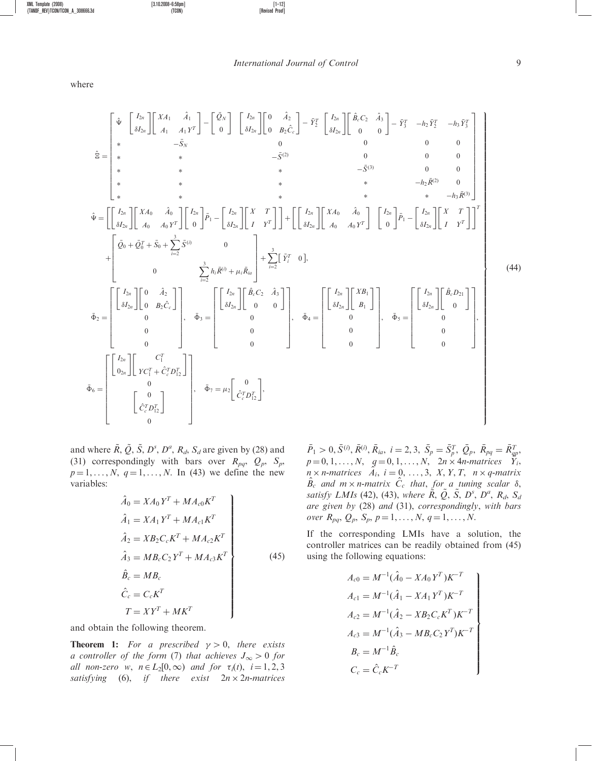where

$$
\left.
\begin{array}{l}
\hat{\Xi} = \begin{bmatrix}
\hat{\Psi} & \begin{bmatrix} I_{2n} \\ \delta I_{2n} \end{bmatrix}\begin{bmatrix} XA_1 & \hat{A}_1 \\ A_1 & A_1 Y^T \end{bmatrix} - \begin{bmatrix} \bar{Q}_N \\ 0 \end{bmatrix} & \begin{bmatrix} I_{2n} \\ \delta I_{2n} \end{bmatrix}\begin{bmatrix} 0 & \hat{A}_2 \\ 0 & B_2 \hat{C}_c \end{bmatrix} - \bar{Y}_2^T & \begin{bmatrix} I_{2n} \\ \delta I_{2n} \end{bmatrix}\begin{bmatrix} \hat{B}_c C_2 & \hat{A}_3 \\ 0 & 0 \end{bmatrix} - \bar{Y}_3^T & -h_2 \bar{Y}_2^T & -h_3 \bar{Y}_3^T \\
* & -\bar{S}_N & 0 & 0 & 0 & 0 \\
* & * & -\bar{S}^{(2)} & 0 & 0 & 0 \\
* & * & * & -\bar{S}^{(3)} & 0 & 0 \\
* & * & * & * & -h_2 \bar{R}^{(2)} & 0 \\
* & * & * & * & * & -h_3 \bar{R}^{(3)}
\end{bmatrix} \\
\hat{\Psi} = \left[\begin{bmatrix} I_{2n} \\ \delta I_{2n} \end{bmatrix}\begin{bmatrix} XA_0 & \hat{A}_0 \\ A_0 & A_0 Y^T \end{bmatrix}\begin{bmatrix} I_{2n} \\ 0 \end{bmatrix}\bar{P}_1 - \begin{bmatrix} I_{2n} \\ \delta I_{2n} \end{bmatrix}\begin{bmatrix} X & T \\ I & Y^T \end{bmatrix}\right] + \left[\begin{bmatrix} I_{2n} \\ \delta I_{2n} \end{bmatrix}\begin{bmatrix} XA_0 & \hat{A}_0 \\ A_0 & A_0 Y^T \end{bmatrix} \begin{bmatrix} I_{2n} \\ 0 \end{bmatrix}\bar{P}_1 - \begin{bmatrix} I_{2n} \\ \delta I_{2n} \end{bmatrix}\begin{bmatrix} X & T \\ I & Y^T \end{bmatrix}\right]^T \\
\quad + \begin{bmatrix} \bar{Q}_0 + \bar{Q}_0^T + \bar{S}_0 + \sum_{i=2}^{3} \bar{S}^{(i)} & 0 \\ 0 & \sum_{i=2}^{3} h_i \bar{R}^{(i)} + \mu_i \bar{R}_{ia} \end{bmatrix} + \sum_{i=2}^{3} \begin{bmatrix} \bar{Y}_i^T & 0 \end{bmatrix}, \\
\bar{\Phi}_2 = \begin{bmatrix} \begin{bmatrix} I_{2n} \\ \delta I_{2n} \end{bmatrix}\begin{bmatrix} 0 & \hat{A}_2 \\ 0 & B_2 \hat{C}_c \end{bmatrix} \\ 0 \\ 0 \\ 0 \end{bmatrix}, \quad \bar{\Phi}_3 = \begin{bmatrix} \begin{bmatrix} I_{2n} \\ \delta I_{2n} \end{bmatrix}\begin{bmatrix} \hat{B}_c C_2 & \hat{A}_3 \\ 0 & 0 \end{bmatrix} \\ 0 \\ 0 \\ 0 \end{bmatrix}, \quad \bar{\Phi}_4 = \begin{bmatrix} \begin{bmatrix} I_{2n} \\ \delta I_{2n} \end{bmatrix}\begin{bmatrix} XB_1 \\ B_1 \end{bmatrix} \\ 0 \\ 0 \\ 0 \end{bmatrix}, \quad \bar{\Phi}_5 = \begin{bmatrix} \begin{bmatrix} I_{2n} \\ \delta I_{2n} \end{bmatrix}\begin{bmatrix} \hat{B}_c D_{21} \\ 0 \end{bmatrix} \\ 0 \\ 0 \\ 0 \end{bmatrix}, \\
\bar{\Phi}_6 = \begin{bmatrix} \begin{bmatrix} I_{2n} \\ 0_{2n} \end{bmatrix}\begin{bmatrix} C_1^T \\ YC_1^T + \hat{C}_c^T D_{12}^T \end{bmatrix} \\ 0 \\ \begin{bmatrix} 0 \\ \hat{C}_c^T D_{12}^T \end{bmatrix} \\ 0 \end{bmatrix}, \quad \bar{\Phi}_7 = \mu_2 \begin{bmatrix} 0 \\ \hat{C}_c^T D_{12}^T \end{bmatrix},
\end{array}
\right\} \quad (44)
$$

and where $\bar{R}$, $\tilde{Q}$, $\tilde{S}$, $D^s$, $D^a$, $R_d$, $S_d$ are given by (28) and (31) correspondingly with bars over $R_{pq}$, $Q_p$, $S_p$, $p = 1, \ldots, N$, $q = 1, \ldots, N$. In (43) we define the new variables:

$$
\left.
\begin{aligned}
\hat{A}_0 &= XA_0 Y^T + MA_{c0} K^T \\
\hat{A}_1 &= XA_1 Y^T + MA_{c1} K^T \\
\hat{A}_2 &= XB_2 C_c K^T + MA_{c2} K^T \\
\hat{A}_3 &= MB_c C_2 Y^T + MA_{c3} K^T \\
\hat{B}_c &= MB_c \\
\hat{C}_c &= C_c K^T \\
T &= XY^T + MK^T
\end{aligned}
\right\} \quad (45)
$$

and obtain the following theorem.

**Theorem 1:** *For a prescribed $\gamma > 0$, there exists a controller of the form* (7) *that achieves $J_\infty > 0$ for all non-zero $w$, $n \in L_2[0, \infty)$ and for $\tau_i(t)$, $i = 1, 2, 3$ satisfying* (6), *if there exist $2n \times 2n$-matrices $\bar{P}_1 > 0, \bar{S}^{(i)}, \bar{R}^{(i)}, \bar{R}_{ia}$, $i = 2, 3$, $\bar{S}_p = \bar{S}_p^T$, $\bar{Q}_p$, $\bar{R}_{pq} = \bar{R}_{qp}^T$, $p = 0, 1, \ldots, N$, $q = 0, 1, \ldots, N$, $2n \times 4n$-matrices $\bar{Y}_i$, $n \times n$-matrices $\hat{A}_i$, $i = 0, \ldots, 3$, $X, Y, T$, $n \times q$-matrix $\hat{B}_c$ and $m \times n$-matrix $\hat{C}_c$ that, for a tuning scalar $\delta$, satisfy LMIs* (42), (43), *where $\bar{R}$, $\tilde{Q}$, $\tilde{S}$, $D^s$, $D^a$, $R_d$, $S_d$ are given by* (28) *and* (31), *correspondingly, with bars over $R_{pq}$, $Q_p$, $S_p$, $p = 1, \ldots, N$, $q = 1, \ldots, N$.*

If the corresponding LMIs have a solution, the controller matrices can be readily obtained from (45) using the following equations:

$$
\left.
\begin{aligned}
A_{c0} &= M^{-1}(\hat{A}_0 - XA_0 Y^T)K^{-T} \\
A_{c1} &= M^{-1}(\hat{A}_1 - XA_1 Y^T)K^{-T} \\
A_{c2} &= M^{-1}(\hat{A}_2 - XB_2 C_c K^T)K^{-T} \\
A_{c3} &= M^{-1}(\hat{A}_3 - MB_c C_2 Y^T)K^{-T} \\
B_c &= M^{-1}\hat{B}_c \\
C_c &= \hat{C}_c K^{-T}
\end{aligned}
\right\}
$$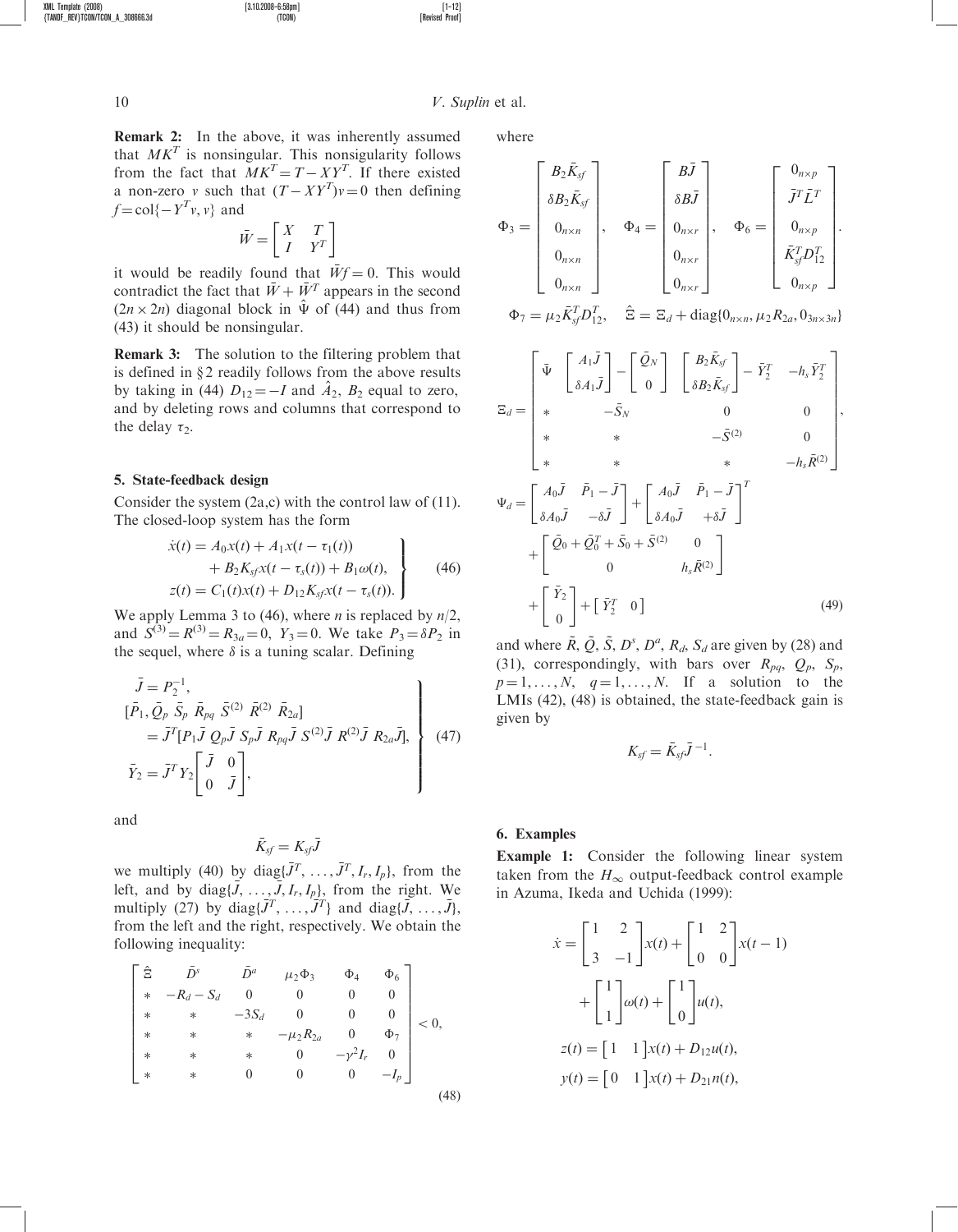**Remark 2:** In the above, it was inherently assumed that $MK^T$ is nonsingular. This nonsingularity follows from the fact that $MK^T = T - XY^T$. If there existed a non-zero $v$ such that $(T - XY^T)v = 0$ then defining $f = \mathrm{col}\{-Y^T v, v\}$ and

$$\bar{W} = \begin{bmatrix} X & T \\ I & Y^T \end{bmatrix}$$

it would be readily found that $\bar{W} f = 0$. This would contradict the fact that $\bar{W} + \bar{W}^T$ appears in the second $(2n \times 2n)$ diagonal block in $\hat{\Psi}$ of (44) and thus from (43) it should be nonsingular.

**Remark 3:** The solution to the filtering problem that is defined in §2 readily follows from the above results by taking in (44) $D_{12} = -I$ and $\hat{A}_2$, $B_2$ equal to zero, and by deleting rows and columns that correspond to the delay $\tau_2$.

## 5. State-feedback design

Consider the system (2a,c) with the control law of (11). The closed-loop system has the form

$$\left.\begin{aligned} \dot{x}(t) &= A_0 x(t) + A_1 x(t - \tau_1(t)) \\ &\quad + B_2 K_{sf} x(t - \tau_s(t)) + B_1 \omega(t), \\ z(t) &= C_1(t) x(t) + D_{12} K_{sf} x(t - \tau_s(t)). \end{aligned}\right\} \tag{46}$$

We apply Lemma 3 to (46), where $n$ is replaced by $n/2$, and $S^{(3)} = R^{(3)} = R_{3a} = 0$, $Y_3 = 0$. We take $P_3 = \delta P_2$ in the sequel, where $\delta$ is a tuning scalar. Defining

$$\left.\begin{aligned} &\bar{J} = P_2^{-1}, \\ &[\bar{P}_1, \bar{Q}_p \ \bar{S}_p \ \bar{R}_{pq} \ \bar{S}^{(2)} \ \bar{R}^{(2)} \ \bar{R}_{2a}] \\ &\quad = \bar{J}^T [P_1 \bar{J} \ Q_p \bar{J} \ S_p \bar{J} \ R_{pq} \bar{J} \ S^{(2)} \bar{J} \ R^{(2)} \bar{J} \ R_{2a} \bar{J}], \\ &\bar{Y}_2 = \bar{J}^T Y_2 \begin{bmatrix} \bar{J} & 0 \\ 0 & \bar{J} \end{bmatrix}, \end{aligned}\right\} \tag{47}$$

and

$$\bar{K}_{sf} = K_{sf} \bar{J}$$

we multiply (40) by $\mathrm{diag}\{\bar{J}^T, \ldots, \bar{J}^T, I_r, I_p\}$, from the left, and by $\mathrm{diag}\{\bar{J}, \ldots, \bar{J}, I_r, I_p\}$, from the right. We multiply (27) by $\mathrm{diag}\{\bar{J}^T, \ldots, \bar{J}^T\}$ and $\mathrm{diag}\{\bar{J}, \ldots, \bar{J}\}$, from the left and the right, respectively. We obtain the following inequality:

$$\begin{bmatrix} \hat{\Xi} & \bar{D}^s & \bar{D}^a & \mu_2 \Phi_3 & \Phi_4 & \Phi_6 \\ * & -R_d - S_d & 0 & 0 & 0 & 0 \\ * & * & -3S_d & 0 & 0 & 0 \\ * & * & * & -\mu_2 R_{2a} & 0 & \Phi_7 \\ * & * & * & 0 & -\gamma^2 I_r & 0 \\ * & * & 0 & 0 & 0 & -I_p \end{bmatrix} < 0, \tag{48}$$

where

$$\Phi_3 = \begin{bmatrix} B_2 \bar{K}_{sf} \\ \delta B_2 \bar{K}_{sf} \\ 0_{n \times n} \\ 0_{n \times n} \\ 0_{n \times n} \end{bmatrix}, \quad \Phi_4 = \begin{bmatrix} B\bar{J} \\ \delta B \bar{J} \\ 0_{n \times r} \\ 0_{n \times r} \\ 0_{n \times r} \end{bmatrix}, \quad \Phi_6 = \begin{bmatrix} 0_{n \times p} \\ \bar{J}^T \bar{L}^T \\ 0_{n \times p} \\ \bar{K}_{sf}^T D_{12}^T \\ 0_{n \times p} \end{bmatrix}.$$

$$\Phi_7 = \mu_2 \bar{K}_{sf}^T D_{12}^T, \quad \hat{\Xi} = \Xi_d + \mathrm{diag}\{0_{n \times n}, \mu_2 R_{2a}, 0_{3n \times 3n}\}$$

$$\Xi_d = \begin{bmatrix} \bar{\Psi} & \begin{bmatrix} A_1 \bar{J} \\ \delta A_1 \bar{J} \end{bmatrix} - \begin{bmatrix} \bar{Q}_N \\ 0 \end{bmatrix} & \begin{bmatrix} B_2 \bar{K}_{sf} \\ \delta B_2 \bar{K}_{sf} \end{bmatrix} - \bar{Y}_2^T & -h_s \bar{Y}_2^T \\ * & -\bar{S}_N & 0 & 0 \\ * & * & -\bar{S}^{(2)} & 0 \\ * & * & * & -h_s \bar{R}^{(2)} \end{bmatrix},$$

$$\begin{aligned} \Psi_d &= \begin{bmatrix} A_0 \bar{J} & \bar{P}_1 - \bar{J} \\ \delta A_0 \bar{J} & -\delta \bar{J} \end{bmatrix} + \begin{bmatrix} A_0 \bar{J} & \bar{P}_1 - \bar{J} \\ \delta A_0 \bar{J} & +\delta \bar{J} \end{bmatrix}^T \\ &\quad + \begin{bmatrix} \bar{Q}_0 + \bar{Q}_0^T + \bar{S}_0 + \bar{S}^{(2)} & 0 \\ 0 & h_s \bar{R}^{(2)} \end{bmatrix} \\ &\quad + \begin{bmatrix} \bar{Y}_2 \\ 0 \end{bmatrix} + \begin{bmatrix} \bar{Y}_2^T & 0 \end{bmatrix} \end{aligned} \tag{49}$$

and where $\tilde{R}$, $\tilde{Q}$, $\tilde{S}$, $D^s$, $D^a$, $R_d$, $S_d$ are given by (28) and (31), correspondingly, with bars over $R_{pq}$, $Q_p$, $S_p$, $p = 1, \ldots, N$, $q = 1, \ldots, N$. If a solution to the LMIs (42), (48) is obtained, the state-feedback gain is given by

$$K_{sf} = \bar{K}_{sf} \bar{J}^{-1}.$$

## 6. Examples

**Example 1:** Consider the following linear system taken from the $H_\infty$ output-feedback control example in Azuma, Ikeda and Uchida (1999):

$$\begin{aligned} \dot{x} &= \begin{bmatrix} 1 & 2 \\ 3 & -1 \end{bmatrix} x(t) + \begin{bmatrix} 1 & 2 \\ 0 & 0 \end{bmatrix} x(t-1) \\ &\quad + \begin{bmatrix} 1 \\ 1 \end{bmatrix} \omega(t) + \begin{bmatrix} 1 \\ 0 \end{bmatrix} u(t), \\ z(t) &= \begin{bmatrix} 1 & 1 \end{bmatrix} x(t) + D_{12} u(t), \\ y(t) &= \begin{bmatrix} 0 & 1 \end{bmatrix} x(t) + D_{21} n(t), \end{aligned}$$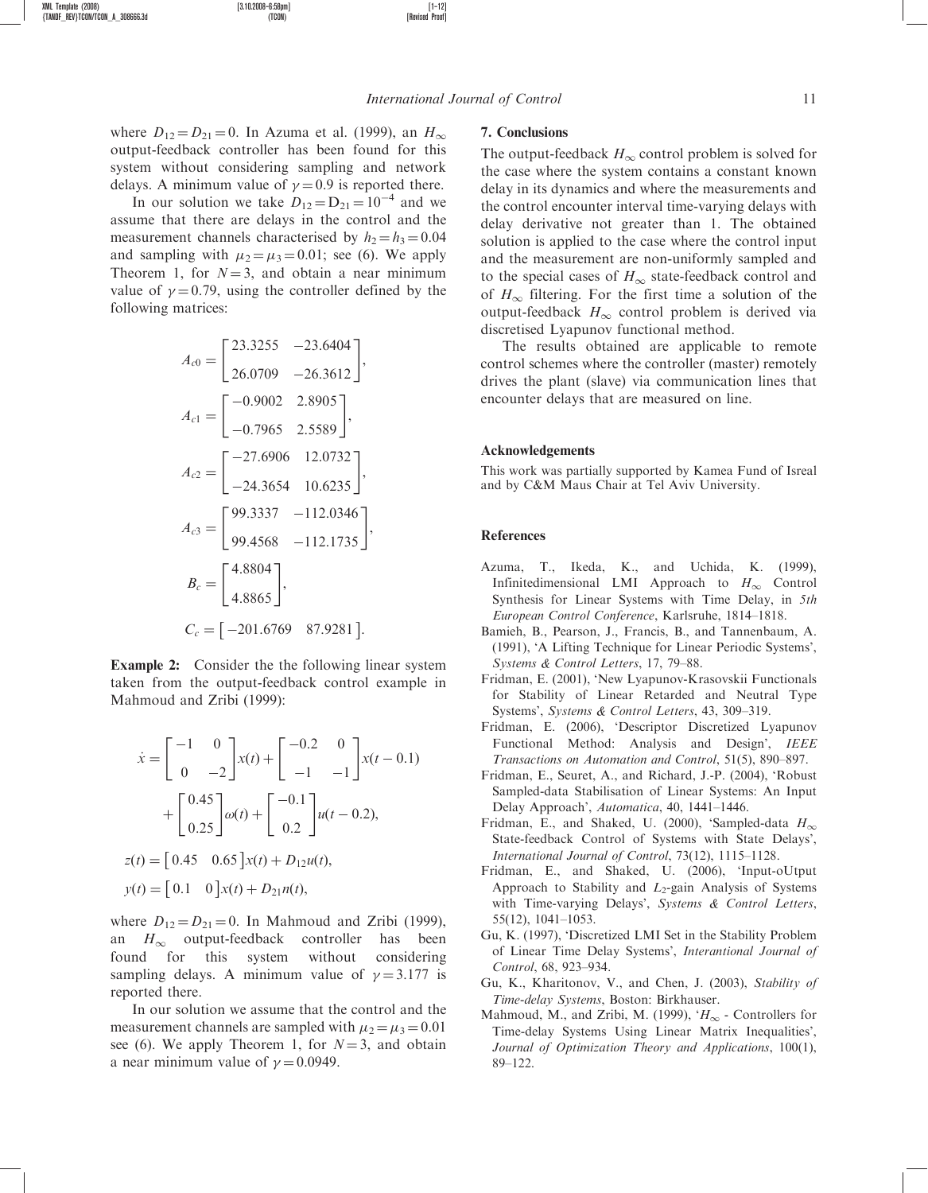where $D_{12} = D_{21} = 0$. In Azuma et al. (1999), an $H_\infty$ output-feedback controller has been found for this system without considering sampling and network delays. A minimum value of $\gamma = 0.9$ is reported there.

In our solution we take $D_{12} = D_{21} = 10^{-4}$ and we assume that there are delays in the control and the measurement channels characterised by $h_2 = h_3 = 0.04$ and sampling with $\mu_2 = \mu_3 = 0.01$; see (6). We apply Theorem 1, for $N = 3$, and obtain a near minimum value of $\gamma = 0.79$, using the controller defined by the following matrices:

$$A_{c0} = \begin{bmatrix} 23.3255 & -23.6404 \\ 26.0709 & -26.3612 \end{bmatrix},$$

$$A_{c1} = \begin{bmatrix} -0.9002 & 2.8905 \\ -0.7965 & 2.5589 \end{bmatrix},$$

$$A_{c2} = \begin{bmatrix} -27.6906 & 12.0732 \\ -24.3654 & 10.6235 \end{bmatrix},$$

$$A_{c3} = \begin{bmatrix} 99.3337 & -112.0346 \\ 99.4568 & -112.1735 \end{bmatrix},$$

$$B_c = \begin{bmatrix} 4.8804 \\ 4.8865 \end{bmatrix},$$

$$C_c = \begin{bmatrix} -201.6769 & 87.9281 \end{bmatrix}.$$

**Example 2:** Consider the the following linear system taken from the output-feedback control example in Mahmoud and Zribi (1999):

$$\dot{x} = \begin{bmatrix} -1 & 0 \\ 0 & -2 \end{bmatrix} x(t) + \begin{bmatrix} -0.2 & 0 \\ -1 & -1 \end{bmatrix} x(t - 0.1) + \begin{bmatrix} 0.45 \\ 0.25 \end{bmatrix} \omega(t) + \begin{bmatrix} -0.1 \\ 0.2 \end{bmatrix} u(t - 0.2),$$

$$z(t) = \begin{bmatrix} 0.45 & 0.65 \end{bmatrix} x(t) + D_{12} u(t),$$

$$y(t) = \begin{bmatrix} 0.1 & 0 \end{bmatrix} x(t) + D_{21} n(t),$$

where $D_{12} = D_{21} = 0$. In Mahmoud and Zribi (1999), an $H_\infty$ output-feedback controller has been found for this system without considering sampling delays. A minimum value of $\gamma = 3.177$ is reported there.

In our solution we assume that the control and the measurement channels are sampled with $\mu_2 = \mu_3 = 0.01$ see (6). We apply Theorem 1, for $N = 3$, and obtain a near minimum value of $\gamma = 0.0949$.

## 7. Conclusions

The output-feedback $H_\infty$ control problem is solved for the case where the system contains a constant known delay in its dynamics and where the measurements and the control encounter interval time-varying delays with delay derivative not greater than 1. The obtained solution is applied to the case where the control input and the measurement are non-uniformly sampled and to the special cases of $H_\infty$ state-feedback control and of $H_\infty$ filtering. For the first time a solution of the output-feedback $H_\infty$ control problem is derived via discretised Lyapunov functional method.

The results obtained are applicable to remote control schemes where the controller (master) remotely drives the plant (slave) via communication lines that encounter delays that are measured on line.

## Acknowledgements

This work was partially supported by Kamea Fund of Isreal and by C&M Maus Chair at Tel Aviv University.

## References

Azuma, T., Ikeda, K., and Uchida, K. (1999), Infinitedimensional LMI Approach to $H_\infty$ Control Synthesis for Linear Systems with Time Delay, in *5th European Control Conference*, Karlsruhe, 1814–1818.

Bamieh, B., Pearson, J., Francis, B., and Tannenbaum, A. (1991), 'A Lifting Technique for Linear Periodic Systems', *Systems & Control Letters*, 17, 79–88.

Fridman, E. (2001), 'New Lyapunov-Krasovskii Functionals for Stability of Linear Retarded and Neutral Type Systems', *Systems & Control Letters*, 43, 309–319.

Fridman, E. (2006), 'Descriptor Discretized Lyapunov Functional Method: Analysis and Design', *IEEE Transactions on Automation and Control*, 51(5), 890–897.

Fridman, E., Seuret, A., and Richard, J.-P. (2004), 'Robust Sampled-data Stabilisation of Linear Systems: An Input Delay Approach', *Automatica*, 40, 1441–1446.

Fridman, E., and Shaked, U. (2000), 'Sampled-data $H_\infty$ State-feedback Control of Systems with State Delays', *International Journal of Control*, 73(12), 1115–1128.

Fridman, E., and Shaked, U. (2006), 'Input-oUtput Approach to Stability and $L_2$-gain Analysis of Systems with Time-varying Delays', *Systems & Control Letters*, 55(12), 1041–1053.

Gu, K. (1997), 'Discretized LMI Set in the Stability Problem of Linear Time Delay Systems', *Interantional Journal of Control*, 68, 923–934.

Gu, K., Kharitonov, V., and Chen, J. (2003), *Stability of Time-delay Systems*, Boston: Birkhauser.

Mahmoud, M., and Zribi, M. (1999), '$H_\infty$ - Controllers for Time-delay Systems Using Linear Matrix Inequalities', *Journal of Optimization Theory and Applications*, 100(1), 89–122.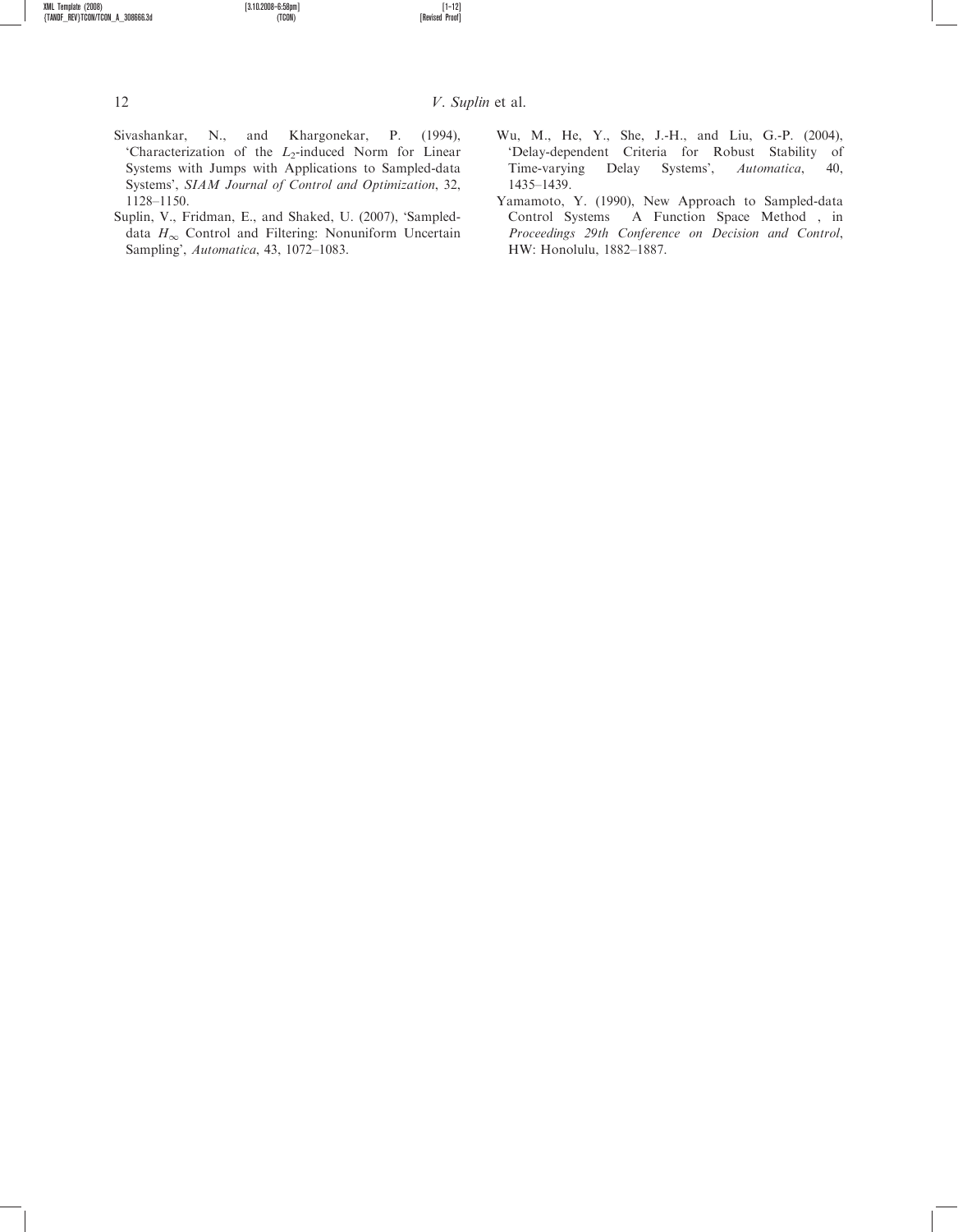Sivashankar, N., and Khargonekar, P. (1994), 'Characterization of the $L_2$-induced Norm for Linear Systems with Jumps with Applications to Sampled-data Systems', *SIAM Journal of Control and Optimization*, 32, 1128–1150.

Suplin, V., Fridman, E., and Shaked, U. (2007), 'Sampled-data $H_\infty$ Control and Filtering: Nonuniform Uncertain Sampling', *Automatica*, 43, 1072–1083.

Wu, M., He, Y., She, J.-H., and Liu, G.-P. (2004), 'Delay-dependent Criteria for Robust Stability of Time-varying Delay Systems', *Automatica*, 40, 1435–1439.

Yamamoto, Y. (1990), New Approach to Sampled-data Control Systems A Function Space Method , in *Proceedings 29th Conference on Decision and Control*, HW: Honolulu, 1882–1887.